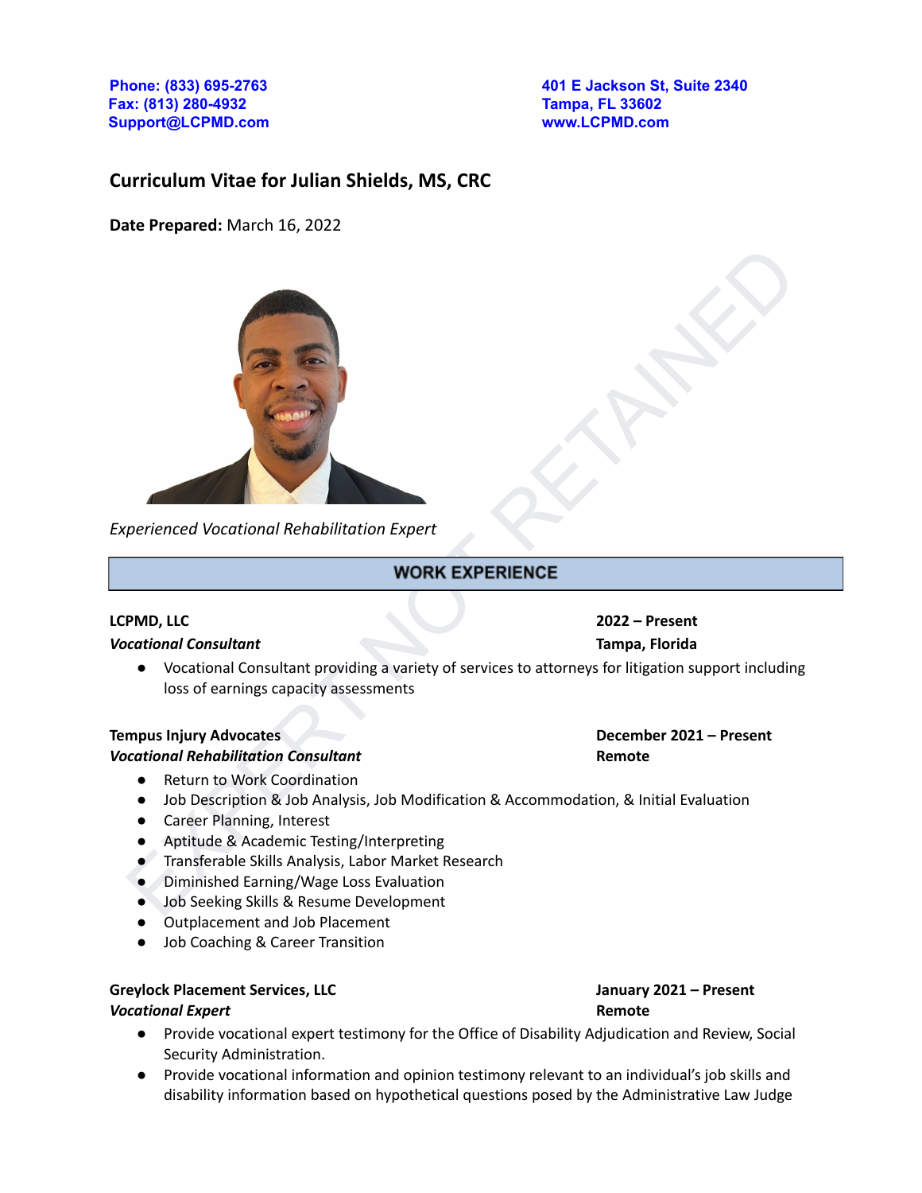Phone: (833) 695-2763
Fax: (813) 280-4932
Support@LCPMD.com

401 E Jackson St, Suite 2340
Tampa, FL 33602
www.LCPMD.com

# Curriculum Vitae for Julian Shields, MS, CRC

**Date Prepared:** March 16, 2022

*Experienced Vocational Rehabilitation Expert*

## WORK EXPERIENCE

**LCPMD, LLC** — **2022 – Present**
***Vocational Consultant*** — **Tampa, Florida**

- Vocational Consultant providing a variety of services to attorneys for litigation support including loss of earnings capacity assessments

**Tempus Injury Advocates** — **December 2021 – Present**
***Vocational Rehabilitation Consultant*** — **Remote**

- Return to Work Coordination
- Job Description & Job Analysis, Job Modification & Accommodation, & Initial Evaluation
- Career Planning, Interest
- Aptitude & Academic Testing/Interpreting
- Transferable Skills Analysis, Labor Market Research
- Diminished Earning/Wage Loss Evaluation
- Job Seeking Skills & Resume Development
- Outplacement and Job Placement
- Job Coaching & Career Transition

**Greylock Placement Services, LLC** — **January 2021 – Present**
***Vocational Expert*** — **Remote**

- Provide vocational expert testimony for the Office of Disability Adjudication and Review, Social Security Administration.
- Provide vocational information and opinion testimony relevant to an individual's job skills and disability information based on hypothetical questions posed by the Administrative Law Judge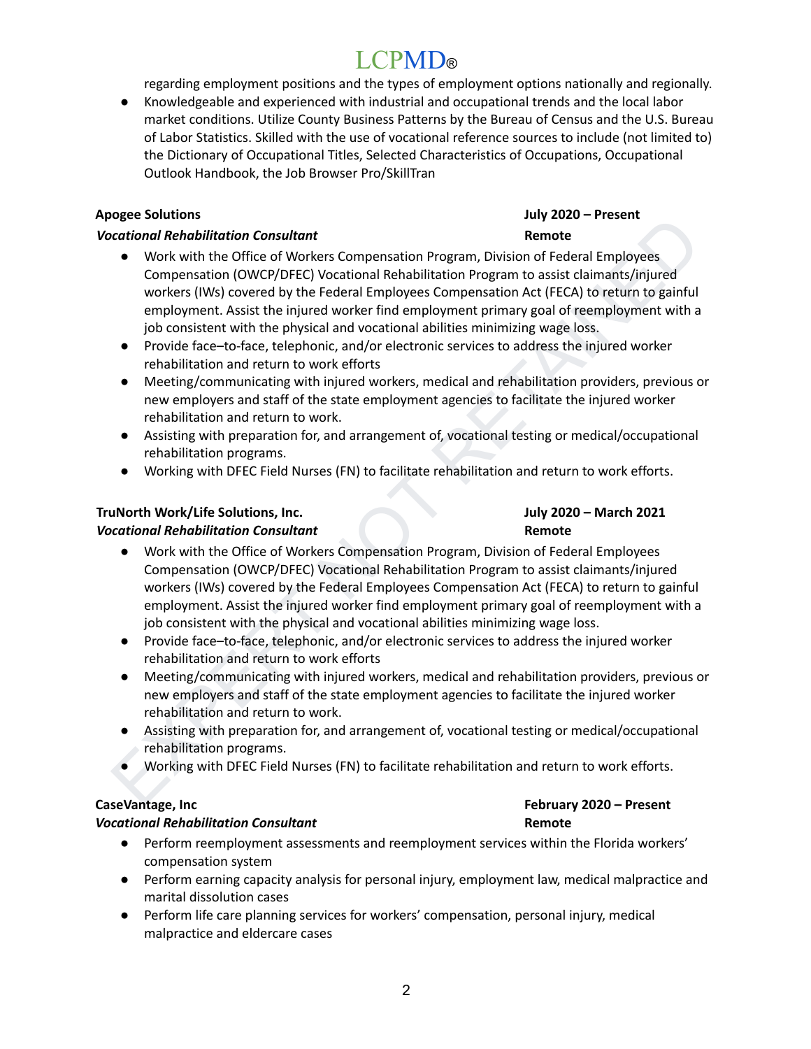regarding employment positions and the types of employment options nationally and regionally.

- Knowledgeable and experienced with industrial and occupational trends and the local labor market conditions. Utilize County Business Patterns by the Bureau of Census and the U.S. Bureau of Labor Statistics. Skilled with the use of vocational reference sources to include (not limited to) the Dictionary of Occupational Titles, Selected Characteristics of Occupations, Occupational Outlook Handbook, the Job Browser Pro/SkillTran

**Apogee Solutions** **July 2020 – Present**
***Vocational Rehabilitation Consultant*** **Remote**

- Work with the Office of Workers Compensation Program, Division of Federal Employees Compensation (OWCP/DFEC) Vocational Rehabilitation Program to assist claimants/injured workers (IWs) covered by the Federal Employees Compensation Act (FECA) to return to gainful employment. Assist the injured worker find employment primary goal of reemployment with a job consistent with the physical and vocational abilities minimizing wage loss.
- Provide face–to-face, telephonic, and/or electronic services to address the injured worker rehabilitation and return to work efforts
- Meeting/communicating with injured workers, medical and rehabilitation providers, previous or new employers and staff of the state employment agencies to facilitate the injured worker rehabilitation and return to work.
- Assisting with preparation for, and arrangement of, vocational testing or medical/occupational rehabilitation programs.
- Working with DFEC Field Nurses (FN) to facilitate rehabilitation and return to work efforts.

**TruNorth Work/Life Solutions, Inc.** **July 2020 – March 2021**
***Vocational Rehabilitation Consultant*** **Remote**

- Work with the Office of Workers Compensation Program, Division of Federal Employees Compensation (OWCP/DFEC) Vocational Rehabilitation Program to assist claimants/injured workers (IWs) covered by the Federal Employees Compensation Act (FECA) to return to gainful employment. Assist the injured worker find employment primary goal of reemployment with a job consistent with the physical and vocational abilities minimizing wage loss.
- Provide face–to-face, telephonic, and/or electronic services to address the injured worker rehabilitation and return to work efforts
- Meeting/communicating with injured workers, medical and rehabilitation providers, previous or new employers and staff of the state employment agencies to facilitate the injured worker rehabilitation and return to work.
- Assisting with preparation for, and arrangement of, vocational testing or medical/occupational rehabilitation programs.
- Working with DFEC Field Nurses (FN) to facilitate rehabilitation and return to work efforts.

**CaseVantage, Inc** **February 2020 – Present**
***Vocational Rehabilitation Consultant*** **Remote**

- Perform reemployment assessments and reemployment services within the Florida workers' compensation system
- Perform earning capacity analysis for personal injury, employment law, medical malpractice and marital dissolution cases
- Perform life care planning services for workers' compensation, personal injury, medical malpractice and eldercare cases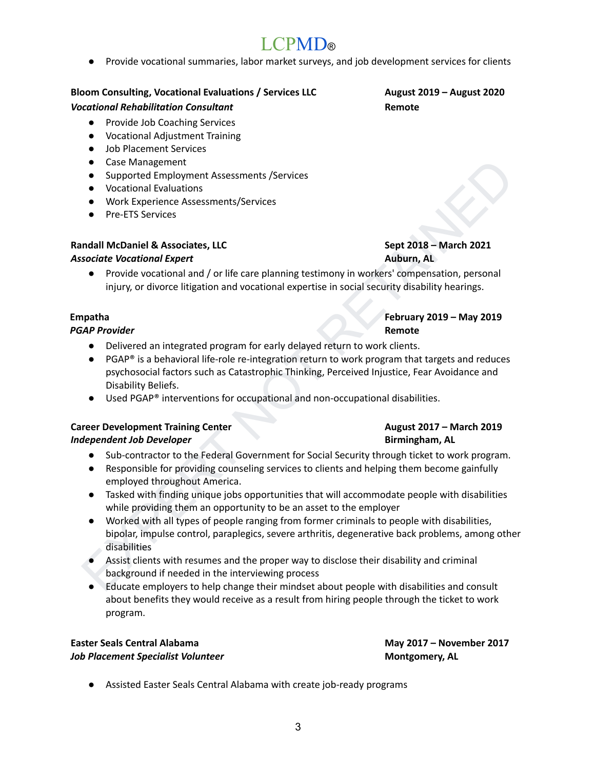- Provide vocational summaries, labor market surveys, and job development services for clients

**Bloom Consulting, Vocational Evaluations / Services LLC** — **August 2019 – August 2020**
***Vocational Rehabilitation Consultant*** — **Remote**

- Provide Job Coaching Services
- Vocational Adjustment Training
- Job Placement Services
- Case Management
- Supported Employment Assessments /Services
- Vocational Evaluations
- Work Experience Assessments/Services
- Pre-ETS Services

**Randall McDaniel & Associates, LLC** — **Sept 2018 – March 2021**
***Associate Vocational Expert*** — **Auburn, AL**

- Provide vocational and / or life care planning testimony in workers' compensation, personal injury, or divorce litigation and vocational expertise in social security disability hearings.

**Empatha** — **February 2019 – May 2019**
***PGAP Provider*** — **Remote**

- Delivered an integrated program for early delayed return to work clients.
- PGAP® is a behavioral life-role re-integration return to work program that targets and reduces psychosocial factors such as Catastrophic Thinking, Perceived Injustice, Fear Avoidance and Disability Beliefs.
- Used PGAP® interventions for occupational and non-occupational disabilities.

**Career Development Training Center** — **August 2017 – March 2019**
***Independent Job Developer*** — **Birmingham, AL**

- Sub-contractor to the Federal Government for Social Security through ticket to work program.
- Responsible for providing counseling services to clients and helping them become gainfully employed throughout America.
- Tasked with finding unique jobs opportunities that will accommodate people with disabilities while providing them an opportunity to be an asset to the employer
- Worked with all types of people ranging from former criminals to people with disabilities, bipolar, impulse control, paraplegics, severe arthritis, degenerative back problems, among other disabilities
- Assist clients with resumes and the proper way to disclose their disability and criminal background if needed in the interviewing process
- Educate employers to help change their mindset about people with disabilities and consult about benefits they would receive as a result from hiring people through the ticket to work program.

**Easter Seals Central Alabama** — **May 2017 – November 2017**
***Job Placement Specialist Volunteer*** — **Montgomery, AL**

- Assisted Easter Seals Central Alabama with create job-ready programs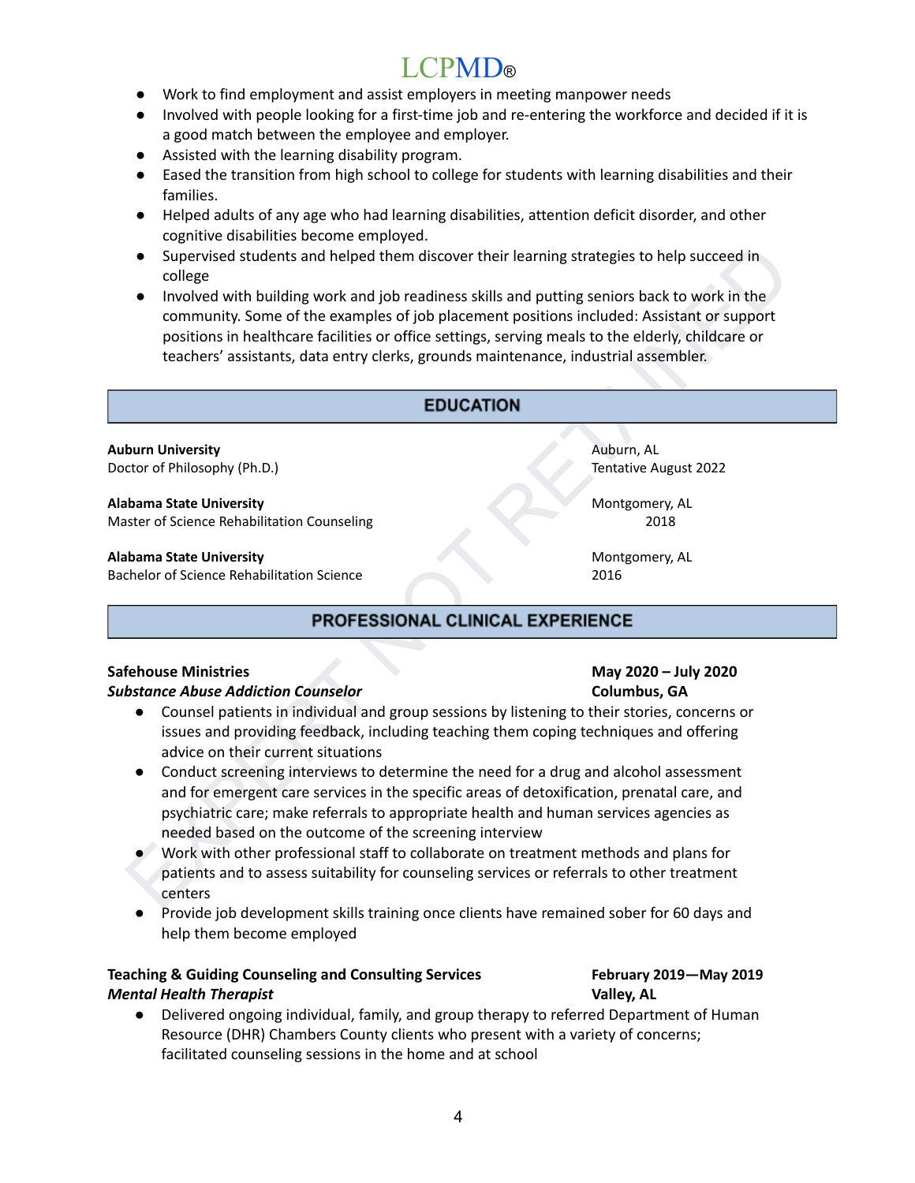- Work to find employment and assist employers in meeting manpower needs
- Involved with people looking for a first-time job and re-entering the workforce and decided if it is a good match between the employee and employer.
- Assisted with the learning disability program.
- Eased the transition from high school to college for students with learning disabilities and their families.
- Helped adults of any age who had learning disabilities, attention deficit disorder, and other cognitive disabilities become employed.
- Supervised students and helped them discover their learning strategies to help succeed in college
- Involved with building work and job readiness skills and putting seniors back to work in the community. Some of the examples of job placement positions included: Assistant or support positions in healthcare facilities or office settings, serving meals to the elderly, childcare or teachers' assistants, data entry clerks, grounds maintenance, industrial assembler.

## EDUCATION

**Auburn University** — Auburn, AL
Doctor of Philosophy (Ph.D.) — Tentative August 2022

**Alabama State University** — Montgomery, AL
Master of Science Rehabilitation Counseling — 2018

**Alabama State University** — Montgomery, AL
Bachelor of Science Rehabilitation Science — 2016

## PROFESSIONAL CLINICAL EXPERIENCE

**Safehouse Ministries** — **May 2020 – July 2020**
***Substance Abuse Addiction Counselor*** — **Columbus, GA**

- Counsel patients in individual and group sessions by listening to their stories, concerns or issues and providing feedback, including teaching them coping techniques and offering advice on their current situations
- Conduct screening interviews to determine the need for a drug and alcohol assessment and for emergent care services in the specific areas of detoxification, prenatal care, and psychiatric care; make referrals to appropriate health and human services agencies as needed based on the outcome of the screening interview
- Work with other professional staff to collaborate on treatment methods and plans for patients and to assess suitability for counseling services or referrals to other treatment centers
- Provide job development skills training once clients have remained sober for 60 days and help them become employed

**Teaching & Guiding Counseling and Consulting Services** — **February 2019—May 2019**
***Mental Health Therapist*** — **Valley, AL**

- Delivered ongoing individual, family, and group therapy to referred Department of Human Resource (DHR) Chambers County clients who present with a variety of concerns; facilitated counseling sessions in the home and at school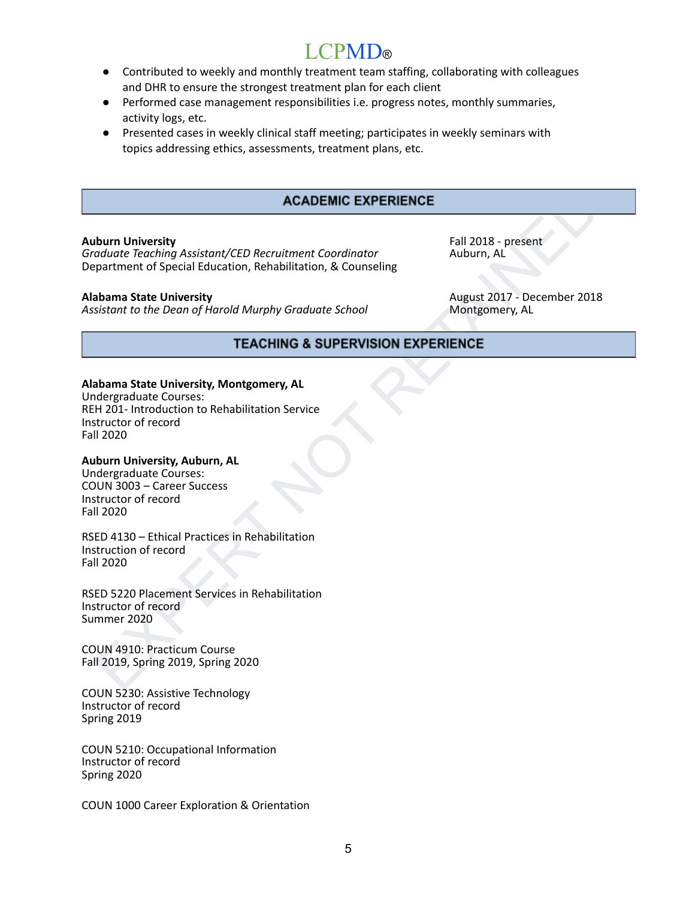- Contributed to weekly and monthly treatment team staffing, collaborating with colleagues and DHR to ensure the strongest treatment plan for each client
- Performed case management responsibilities i.e. progress notes, monthly summaries, activity logs, etc.
- Presented cases in weekly clinical staff meeting; participates in weekly seminars with topics addressing ethics, assessments, treatment plans, etc.

## ACADEMIC EXPERIENCE

**Auburn University** — Fall 2018 - present
*Graduate Teaching Assistant/CED Recruitment Coordinator* — Auburn, AL
Department of Special Education, Rehabilitation, & Counseling

**Alabama State University** — August 2017 - December 2018
*Assistant to the Dean of Harold Murphy Graduate School* — Montgomery, AL

## TEACHING & SUPERVISION EXPERIENCE

**Alabama State University, Montgomery, AL**
Undergraduate Courses:
REH 201- Introduction to Rehabilitation Service
Instructor of record
Fall 2020

**Auburn University, Auburn, AL**
Undergraduate Courses:
COUN 3003 – Career Success
Instructor of record
Fall 2020

RSED 4130 – Ethical Practices in Rehabilitation
Instruction of record
Fall 2020

RSED 5220 Placement Services in Rehabilitation
Instructor of record
Summer 2020

COUN 4910: Practicum Course
Fall 2019, Spring 2019, Spring 2020

COUN 5230: Assistive Technology
Instructor of record
Spring 2019

COUN 5210: Occupational Information
Instructor of record
Spring 2020

COUN 1000 Career Exploration & Orientation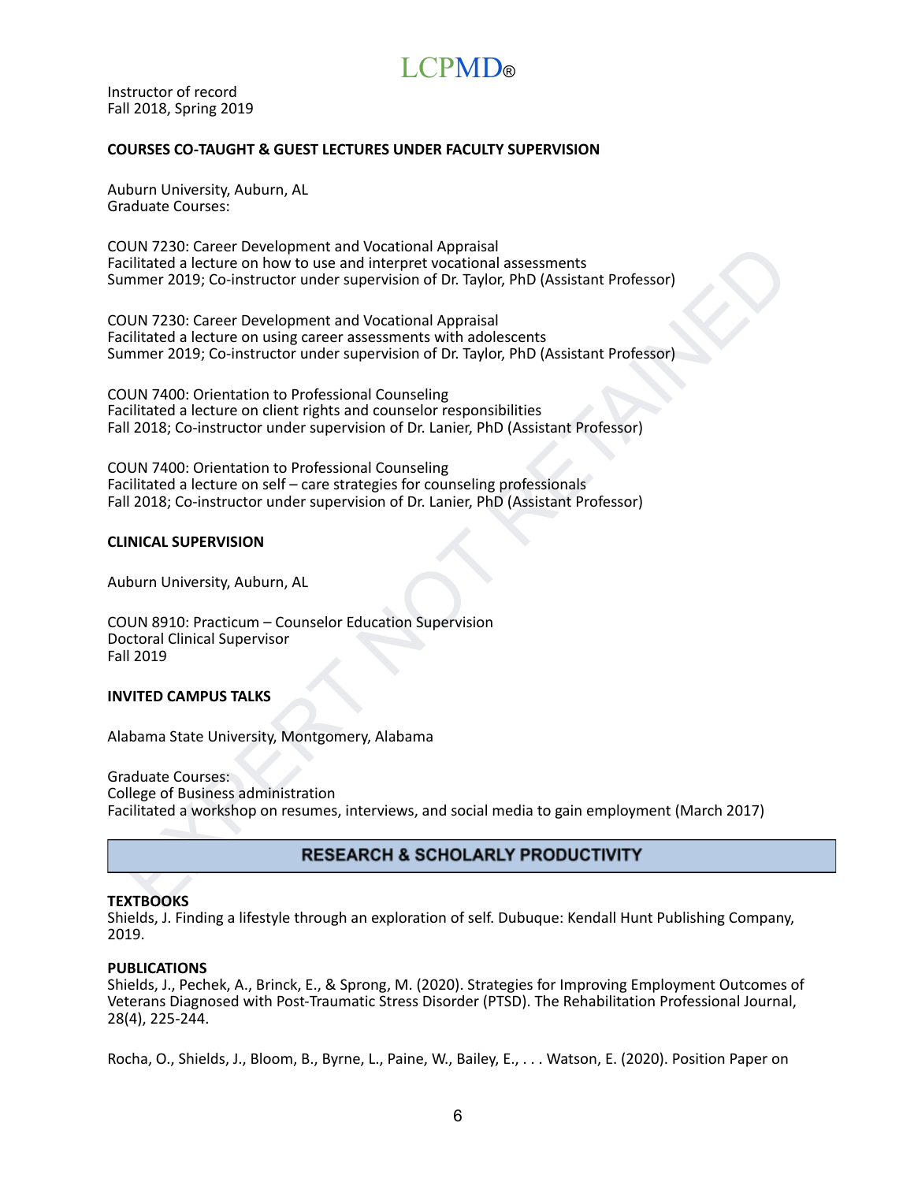Instructor of record
Fall 2018, Spring 2019

**COURSES CO-TAUGHT & GUEST LECTURES UNDER FACULTY SUPERVISION**

Auburn University, Auburn, AL
Graduate Courses:

COUN 7230: Career Development and Vocational Appraisal
Facilitated a lecture on how to use and interpret vocational assessments
Summer 2019; Co-instructor under supervision of Dr. Taylor, PhD (Assistant Professor)

COUN 7230: Career Development and Vocational Appraisal
Facilitated a lecture on using career assessments with adolescents
Summer 2019; Co-instructor under supervision of Dr. Taylor, PhD (Assistant Professor)

COUN 7400: Orientation to Professional Counseling
Facilitated a lecture on client rights and counselor responsibilities
Fall 2018; Co-instructor under supervision of Dr. Lanier, PhD (Assistant Professor)

COUN 7400: Orientation to Professional Counseling
Facilitated a lecture on self – care strategies for counseling professionals
Fall 2018; Co-instructor under supervision of Dr. Lanier, PhD (Assistant Professor)

**CLINICAL SUPERVISION**

Auburn University, Auburn, AL

COUN 8910: Practicum – Counselor Education Supervision
Doctoral Clinical Supervisor
Fall 2019

**INVITED CAMPUS TALKS**

Alabama State University, Montgomery, Alabama

Graduate Courses:
College of Business administration
Facilitated a workshop on resumes, interviews, and social media to gain employment (March 2017)

## RESEARCH & SCHOLARLY PRODUCTIVITY

**TEXTBOOKS**
Shields, J. Finding a lifestyle through an exploration of self. Dubuque: Kendall Hunt Publishing Company, 2019.

**PUBLICATIONS**
Shields, J., Pechek, A., Brinck, E., & Sprong, M. (2020). Strategies for Improving Employment Outcomes of Veterans Diagnosed with Post-Traumatic Stress Disorder (PTSD). The Rehabilitation Professional Journal, 28(4), 225-244.

Rocha, O., Shields, J., Bloom, B., Byrne, L., Paine, W., Bailey, E., . . . Watson, E. (2020). Position Paper on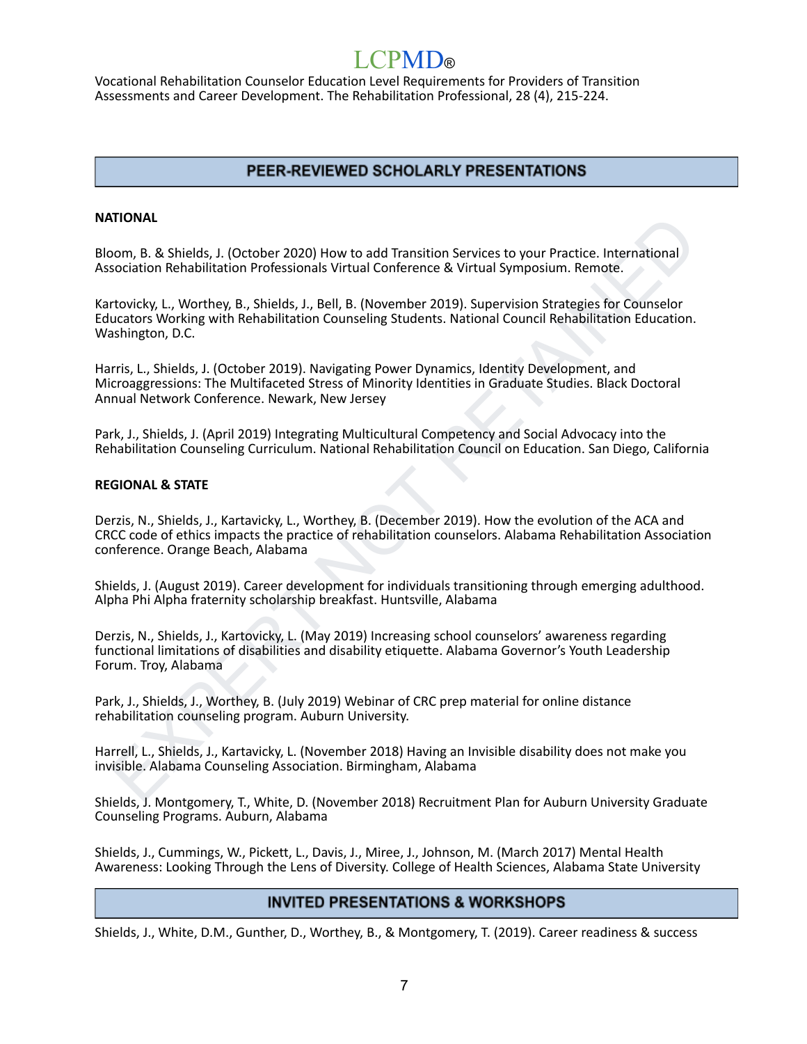Vocational Rehabilitation Counselor Education Level Requirements for Providers of Transition Assessments and Career Development. The Rehabilitation Professional, 28 (4), 215-224.

## PEER-REVIEWED SCHOLARLY PRESENTATIONS

**NATIONAL**

Bloom, B. & Shields, J. (October 2020) How to add Transition Services to your Practice. International Association Rehabilitation Professionals Virtual Conference & Virtual Symposium. Remote.

Kartovicky, L., Worthey, B., Shields, J., Bell, B. (November 2019). Supervision Strategies for Counselor Educators Working with Rehabilitation Counseling Students. National Council Rehabilitation Education. Washington, D.C.

Harris, L., Shields, J. (October 2019). Navigating Power Dynamics, Identity Development, and Microaggressions: The Multifaceted Stress of Minority Identities in Graduate Studies. Black Doctoral Annual Network Conference. Newark, New Jersey

Park, J., Shields, J. (April 2019) Integrating Multicultural Competency and Social Advocacy into the Rehabilitation Counseling Curriculum. National Rehabilitation Council on Education. San Diego, California

**REGIONAL & STATE**

Derzis, N., Shields, J., Kartavicky, L., Worthey, B. (December 2019). How the evolution of the ACA and CRCC code of ethics impacts the practice of rehabilitation counselors. Alabama Rehabilitation Association conference. Orange Beach, Alabama

Shields, J. (August 2019). Career development for individuals transitioning through emerging adulthood. Alpha Phi Alpha fraternity scholarship breakfast. Huntsville, Alabama

Derzis, N., Shields, J., Kartovicky, L. (May 2019) Increasing school counselors' awareness regarding functional limitations of disabilities and disability etiquette. Alabama Governor's Youth Leadership Forum. Troy, Alabama

Park, J., Shields, J., Worthey, B. (July 2019) Webinar of CRC prep material for online distance rehabilitation counseling program. Auburn University.

Harrell, L., Shields, J., Kartavicky, L. (November 2018) Having an Invisible disability does not make you invisible. Alabama Counseling Association. Birmingham, Alabama

Shields, J. Montgomery, T., White, D. (November 2018) Recruitment Plan for Auburn University Graduate Counseling Programs. Auburn, Alabama

Shields, J., Cummings, W., Pickett, L., Davis, J., Miree, J., Johnson, M. (March 2017) Mental Health Awareness: Looking Through the Lens of Diversity. College of Health Sciences, Alabama State University

## INVITED PRESENTATIONS & WORKSHOPS

Shields, J., White, D.M., Gunther, D., Worthey, B., & Montgomery, T. (2019). Career readiness & success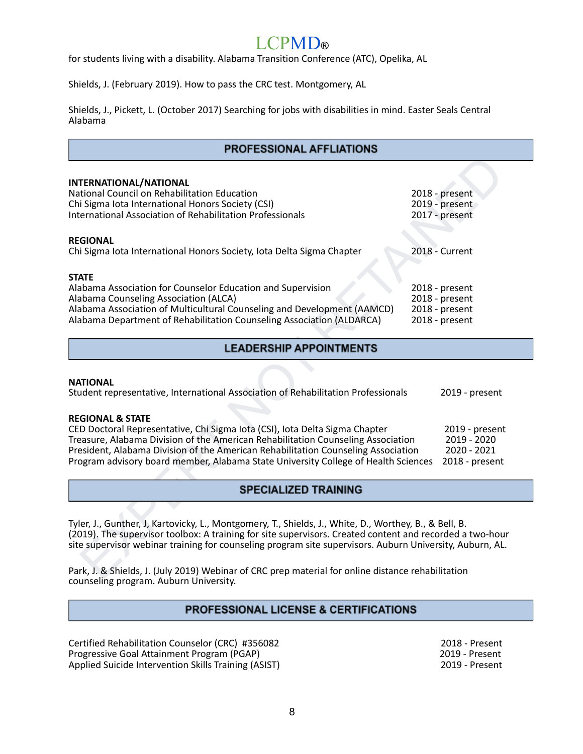for students living with a disability. Alabama Transition Conference (ATC), Opelika, AL

Shields, J. (February 2019). How to pass the CRC test. Montgomery, AL

Shields, J., Pickett, L. (October 2017) Searching for jobs with disabilities in mind. Easter Seals Central Alabama

## PROFESSIONAL AFFLIATIONS

**INTERNATIONAL/NATIONAL**

National Council on Rehabilitation Education — 2018 - present
Chi Sigma Iota International Honors Society (CSI) — 2019 - present
International Association of Rehabilitation Professionals — 2017 - present

**REGIONAL**

Chi Sigma Iota International Honors Society, Iota Delta Sigma Chapter — 2018 - Current

**STATE**

Alabama Association for Counselor Education and Supervision — 2018 - present
Alabama Counseling Association (ALCA) — 2018 - present
Alabama Association of Multicultural Counseling and Development (AAMCD) — 2018 - present
Alabama Department of Rehabilitation Counseling Association (ALDARCA) — 2018 - present

## LEADERSHIP APPOINTMENTS

**NATIONAL**

Student representative, International Association of Rehabilitation Professionals — 2019 - present

**REGIONAL & STATE**

CED Doctoral Representative, Chi Sigma Iota (CSI), Iota Delta Sigma Chapter — 2019 - present
Treasure, Alabama Division of the American Rehabilitation Counseling Association — 2019 - 2020
President, Alabama Division of the American Rehabilitation Counseling Association — 2020 - 2021
Program advisory board member, Alabama State University College of Health Sciences — 2018 - present

## SPECIALIZED TRAINING

Tyler, J., Gunther, J, Kartovicky, L., Montgomery, T., Shields, J., White, D., Worthey, B., & Bell, B. (2019). The supervisor toolbox: A training for site supervisors. Created content and recorded a two-hour site supervisor webinar training for counseling program site supervisors. Auburn University, Auburn, AL.

Park, J. & Shields, J. (July 2019) Webinar of CRC prep material for online distance rehabilitation counseling program. Auburn University.

## PROFESSIONAL LICENSE & CERTIFICATIONS

Certified Rehabilitation Counselor (CRC) #356082 — 2018 - Present
Progressive Goal Attainment Program (PGAP) — 2019 - Present
Applied Suicide Intervention Skills Training (ASIST) — 2019 - Present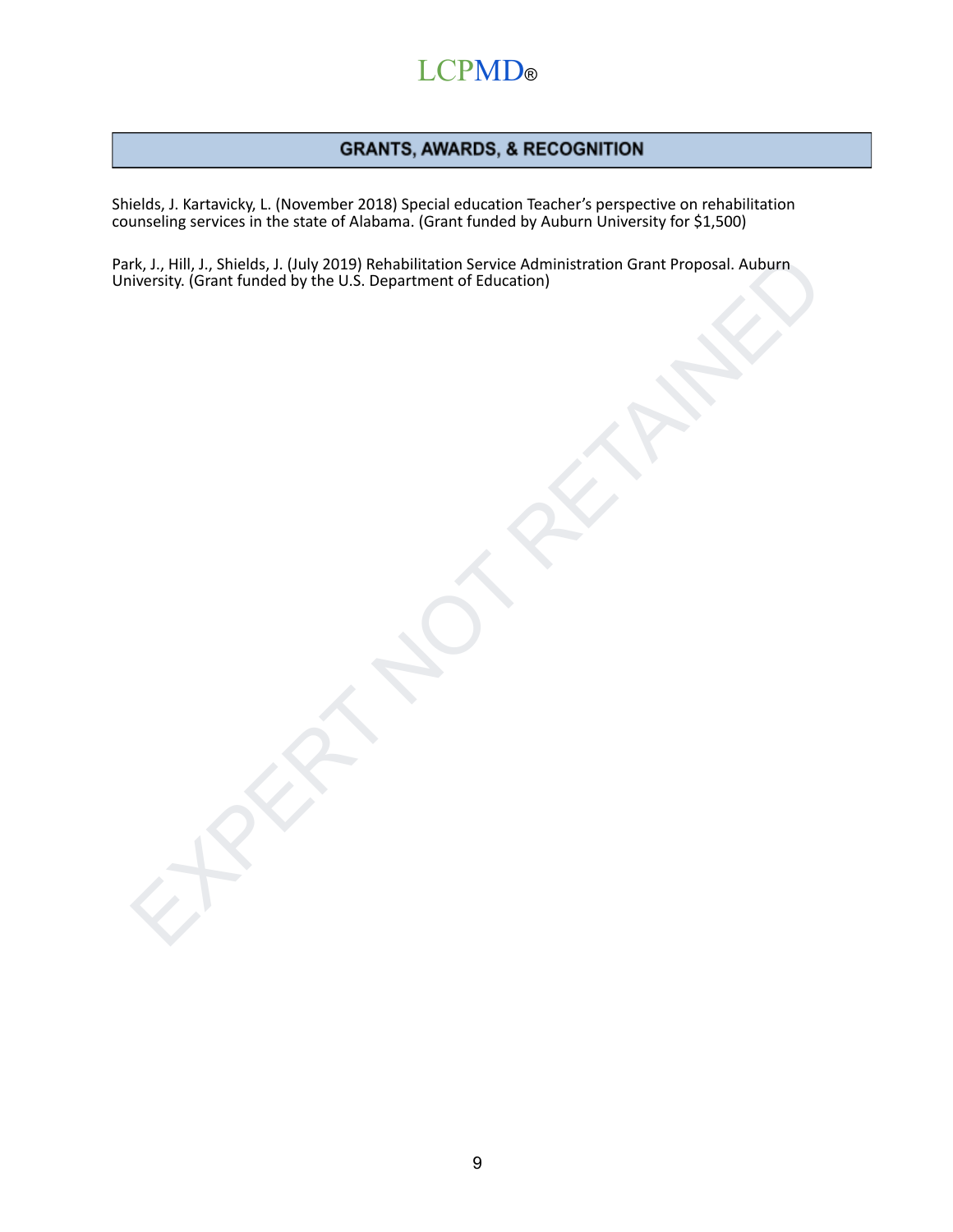## GRANTS, AWARDS, & RECOGNITION

Shields, J. Kartavicky, L. (November 2018) Special education Teacher's perspective on rehabilitation counseling services in the state of Alabama. (Grant funded by Auburn University for $1,500)

Park, J., Hill, J., Shields, J. (July 2019) Rehabilitation Service Administration Grant Proposal. Auburn University. (Grant funded by the U.S. Department of Education)